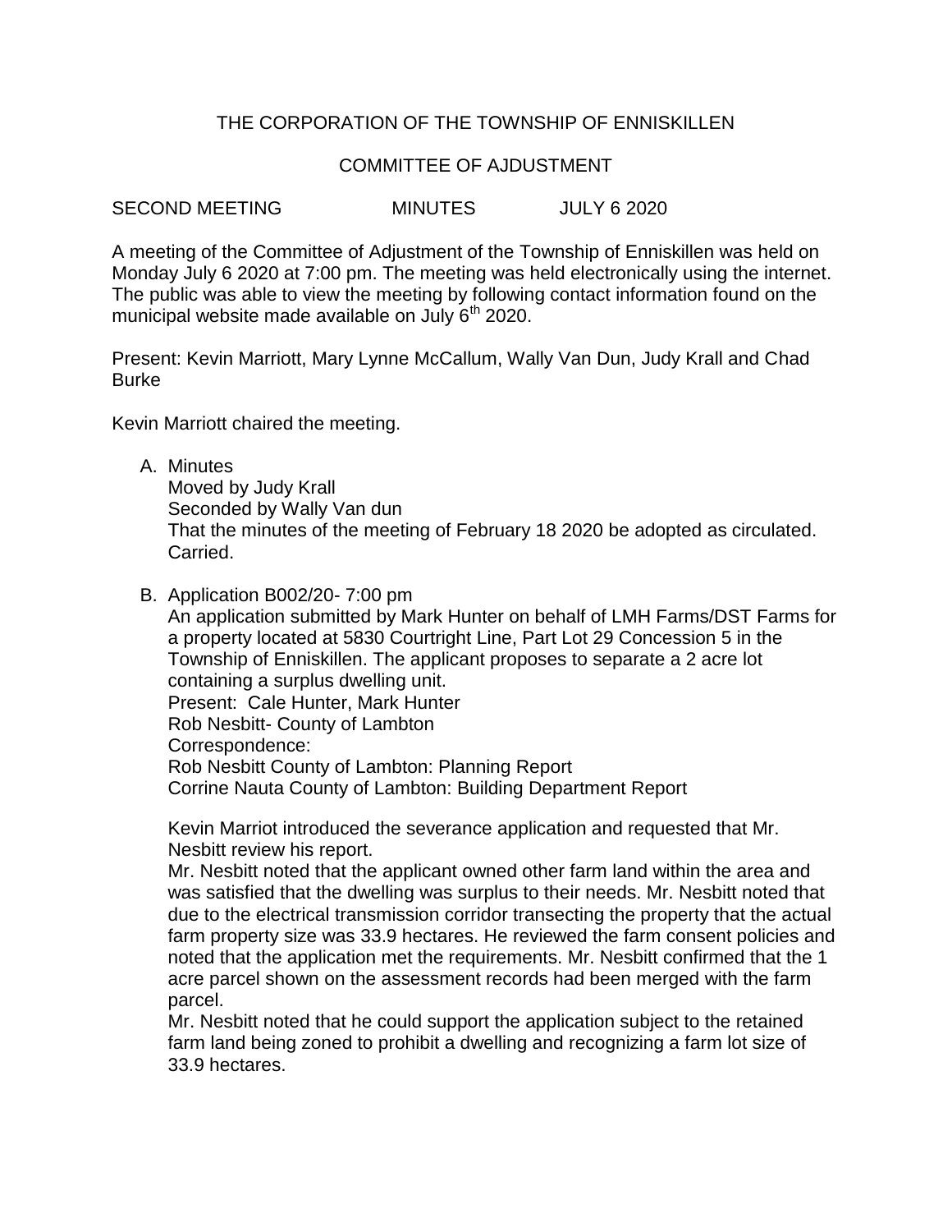# THE CORPORATION OF THE TOWNSHIP OF ENNISKILLEN

## COMMITTEE OF AJDUSTMENT

SECOND MEETING MINUTES JULY 6 2020

A meeting of the Committee of Adjustment of the Township of Enniskillen was held on Monday July 6 2020 at 7:00 pm. The meeting was held electronically using the internet. The public was able to view the meeting by following contact information found on the municipal website made available on July 6th 2020.

Present: Kevin Marriott, Mary Lynne McCallum, Wally Van Dun, Judy Krall and Chad Burke

Kevin Marriott chaired the meeting.

A. Minutes
   Moved by Judy Krall
   Seconded by Wally Van dun
   That the minutes of the meeting of February 18 2020 be adopted as circulated.
   Carried.

B. Application B002/20- 7:00 pm
   An application submitted by Mark Hunter on behalf of LMH Farms/DST Farms for a property located at 5830 Courtright Line, Part Lot 29 Concession 5 in the Township of Enniskillen. The applicant proposes to separate a 2 acre lot containing a surplus dwelling unit.
   Present: Cale Hunter, Mark Hunter
   Rob Nesbitt- County of Lambton
   Correspondence:
   Rob Nesbitt County of Lambton: Planning Report
   Corrine Nauta County of Lambton: Building Department Report

   Kevin Marriot introduced the severance application and requested that Mr. Nesbitt review his report.
   Mr. Nesbitt noted that the applicant owned other farm land within the area and was satisfied that the dwelling was surplus to their needs. Mr. Nesbitt noted that due to the electrical transmission corridor transecting the property that the actual farm property size was 33.9 hectares. He reviewed the farm consent policies and noted that the application met the requirements. Mr. Nesbitt confirmed that the 1 acre parcel shown on the assessment records had been merged with the farm parcel.
   Mr. Nesbitt noted that he could support the application subject to the retained farm land being zoned to prohibit a dwelling and recognizing a farm lot size of 33.9 hectares.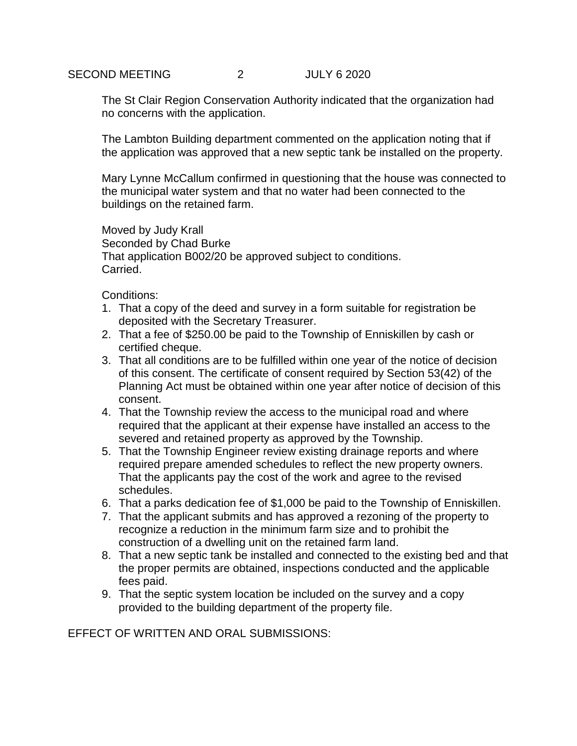The St Clair Region Conservation Authority indicated that the organization had no concerns with the application.

The Lambton Building department commented on the application noting that if the application was approved that a new septic tank be installed on the property.

Mary Lynne McCallum confirmed in questioning that the house was connected to the municipal water system and that no water had been connected to the buildings on the retained farm.

Moved by Judy Krall
Seconded by Chad Burke
That application B002/20 be approved subject to conditions.
Carried.

Conditions:

1. That a copy of the deed and survey in a form suitable for registration be deposited with the Secretary Treasurer.
2. That a fee of $250.00 be paid to the Township of Enniskillen by cash or certified cheque.
3. That all conditions are to be fulfilled within one year of the notice of decision of this consent. The certificate of consent required by Section 53(42) of the Planning Act must be obtained within one year after notice of decision of this consent.
4. That the Township review the access to the municipal road and where required that the applicant at their expense have installed an access to the severed and retained property as approved by the Township.
5. That the Township Engineer review existing drainage reports and where required prepare amended schedules to reflect the new property owners. That the applicants pay the cost of the work and agree to the revised schedules.
6. That a parks dedication fee of $1,000 be paid to the Township of Enniskillen.
7. That the applicant submits and has approved a rezoning of the property to recognize a reduction in the minimum farm size and to prohibit the construction of a dwelling unit on the retained farm land.
8. That a new septic tank be installed and connected to the existing bed and that the proper permits are obtained, inspections conducted and the applicable fees paid.
9. That the septic system location be included on the survey and a copy provided to the building department of the property file.

EFFECT OF WRITTEN AND ORAL SUBMISSIONS: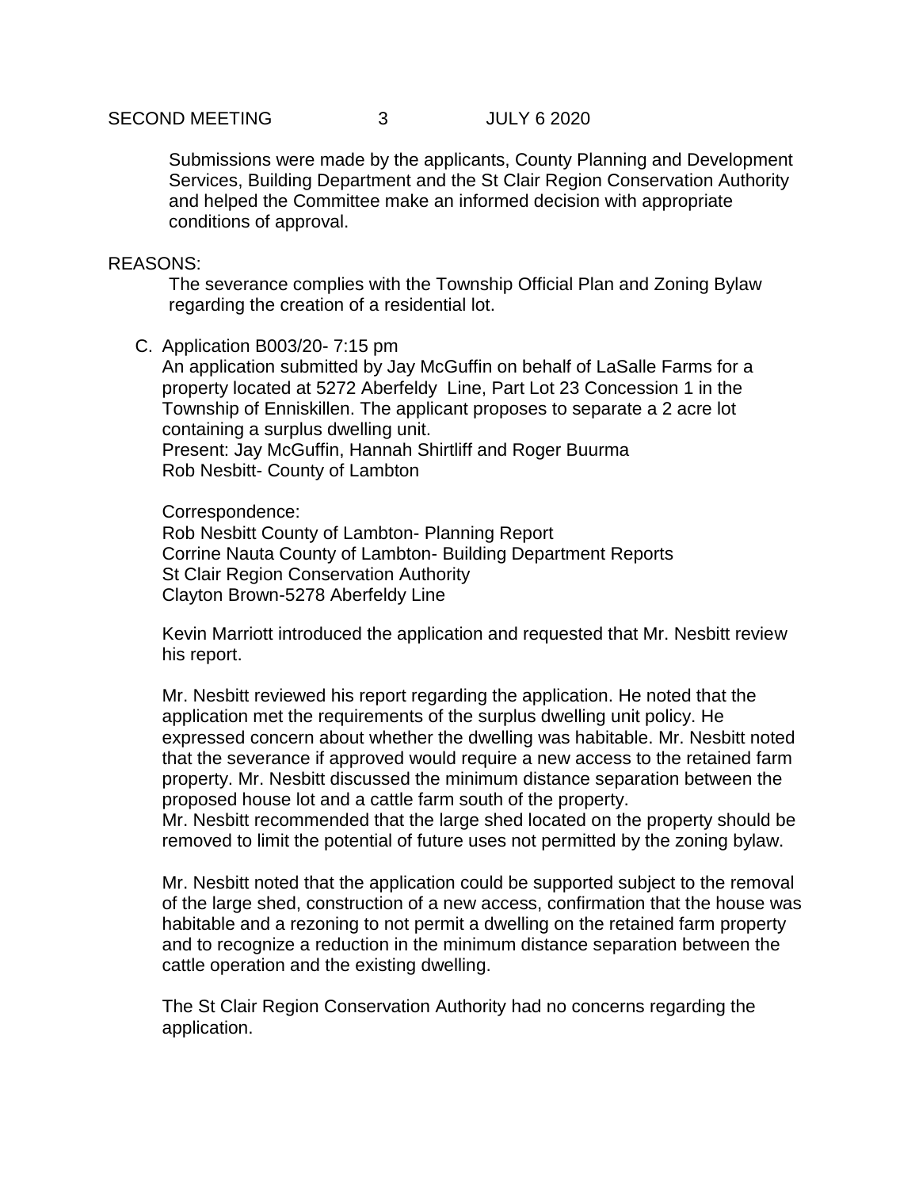Submissions were made by the applicants, County Planning and Development Services, Building Department and the St Clair Region Conservation Authority and helped the Committee make an informed decision with appropriate conditions of approval.

REASONS:

The severance complies with the Township Official Plan and Zoning Bylaw regarding the creation of a residential lot.

C. Application B003/20- 7:15 pm

An application submitted by Jay McGuffin on behalf of LaSalle Farms for a property located at 5272 Aberfeldy Line, Part Lot 23 Concession 1 in the Township of Enniskillen. The applicant proposes to separate a 2 acre lot containing a surplus dwelling unit.
Present: Jay McGuffin, Hannah Shirtliff and Roger Buurma
Rob Nesbitt- County of Lambton

Correspondence:
Rob Nesbitt County of Lambton- Planning Report
Corrine Nauta County of Lambton- Building Department Reports
St Clair Region Conservation Authority
Clayton Brown-5278 Aberfeldy Line

Kevin Marriott introduced the application and requested that Mr. Nesbitt review his report.

Mr. Nesbitt reviewed his report regarding the application. He noted that the application met the requirements of the surplus dwelling unit policy. He expressed concern about whether the dwelling was habitable. Mr. Nesbitt noted that the severance if approved would require a new access to the retained farm property. Mr. Nesbitt discussed the minimum distance separation between the proposed house lot and a cattle farm south of the property.
Mr. Nesbitt recommended that the large shed located on the property should be removed to limit the potential of future uses not permitted by the zoning bylaw.

Mr. Nesbitt noted that the application could be supported subject to the removal of the large shed, construction of a new access, confirmation that the house was habitable and a rezoning to not permit a dwelling on the retained farm property and to recognize a reduction in the minimum distance separation between the cattle operation and the existing dwelling.

The St Clair Region Conservation Authority had no concerns regarding the application.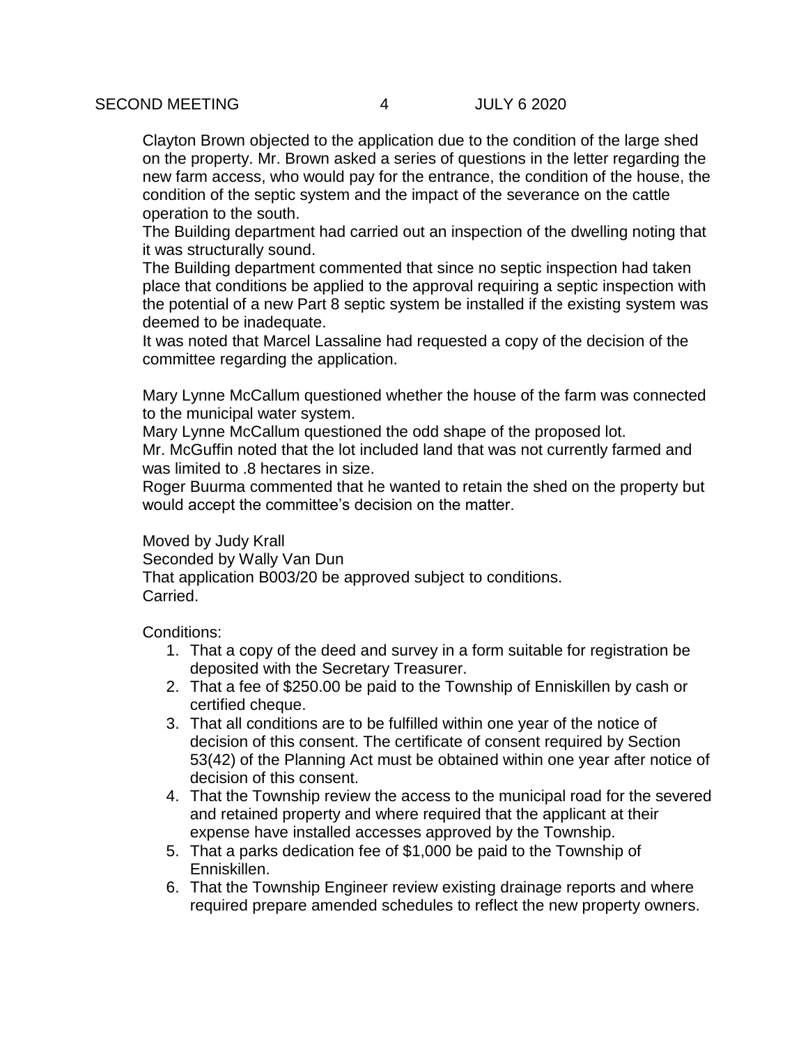Clayton Brown objected to the application due to the condition of the large shed on the property. Mr. Brown asked a series of questions in the letter regarding the new farm access, who would pay for the entrance, the condition of the house, the condition of the septic system and the impact of the severance on the cattle operation to the south.

The Building department had carried out an inspection of the dwelling noting that it was structurally sound.

The Building department commented that since no septic inspection had taken place that conditions be applied to the approval requiring a septic inspection with the potential of a new Part 8 septic system be installed if the existing system was deemed to be inadequate.

It was noted that Marcel Lassaline had requested a copy of the decision of the committee regarding the application.

Mary Lynne McCallum questioned whether the house of the farm was connected to the municipal water system.

Mary Lynne McCallum questioned the odd shape of the proposed lot.

Mr. McGuffin noted that the lot included land that was not currently farmed and was limited to .8 hectares in size.

Roger Buurma commented that he wanted to retain the shed on the property but would accept the committee's decision on the matter.

Moved by Judy Krall
Seconded by Wally Van Dun
That application B003/20 be approved subject to conditions.
Carried.

Conditions:

1. That a copy of the deed and survey in a form suitable for registration be deposited with the Secretary Treasurer.
2. That a fee of $250.00 be paid to the Township of Enniskillen by cash or certified cheque.
3. That all conditions are to be fulfilled within one year of the notice of decision of this consent. The certificate of consent required by Section 53(42) of the Planning Act must be obtained within one year after notice of decision of this consent.
4. That the Township review the access to the municipal road for the severed and retained property and where required that the applicant at their expense have installed accesses approved by the Township.
5. That a parks dedication fee of $1,000 be paid to the Township of Enniskillen.
6. That the Township Engineer review existing drainage reports and where required prepare amended schedules to reflect the new property owners.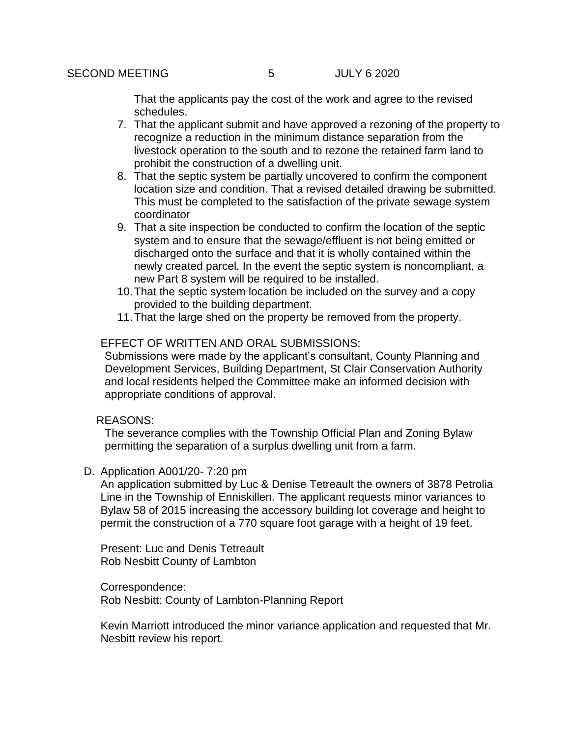That the applicants pay the cost of the work and agree to the revised schedules.

7. That the applicant submit and have approved a rezoning of the property to recognize a reduction in the minimum distance separation from the livestock operation to the south and to rezone the retained farm land to prohibit the construction of a dwelling unit.
8. That the septic system be partially uncovered to confirm the component location size and condition. That a revised detailed drawing be submitted. This must be completed to the satisfaction of the private sewage system coordinator
9. That a site inspection be conducted to confirm the location of the septic system and to ensure that the sewage/effluent is not being emitted or discharged onto the surface and that it is wholly contained within the newly created parcel. In the event the septic system is noncompliant, a new Part 8 system will be required to be installed.
10. That the septic system location be included on the survey and a copy provided to the building department.
11. That the large shed on the property be removed from the property.

EFFECT OF WRITTEN AND ORAL SUBMISSIONS:
Submissions were made by the applicant's consultant, County Planning and Development Services, Building Department, St Clair Conservation Authority and local residents helped the Committee make an informed decision with appropriate conditions of approval.

REASONS:
The severance complies with the Township Official Plan and Zoning Bylaw permitting the separation of a surplus dwelling unit from a farm.

D. Application A001/20- 7:20 pm

An application submitted by Luc & Denise Tetreault the owners of 3878 Petrolia Line in the Township of Enniskillen. The applicant requests minor variances to Bylaw 58 of 2015 increasing the accessory building lot coverage and height to permit the construction of a 770 square foot garage with a height of 19 feet.

Present: Luc and Denis Tetreault
Rob Nesbitt County of Lambton

Correspondence:
Rob Nesbitt: County of Lambton-Planning Report

Kevin Marriott introduced the minor variance application and requested that Mr. Nesbitt review his report.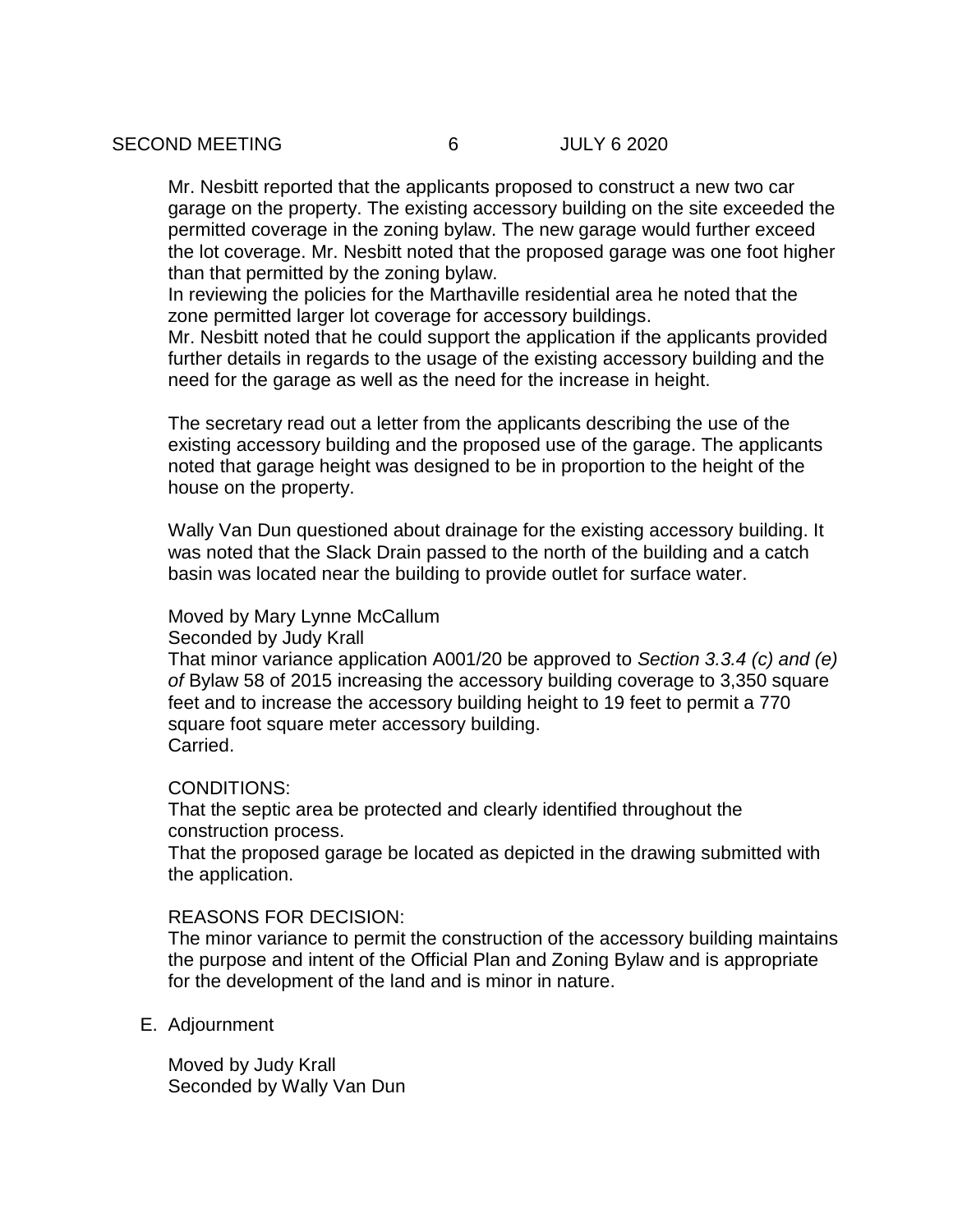Mr. Nesbitt reported that the applicants proposed to construct a new two car garage on the property. The existing accessory building on the site exceeded the permitted coverage in the zoning bylaw. The new garage would further exceed the lot coverage. Mr. Nesbitt noted that the proposed garage was one foot higher than that permitted by the zoning bylaw.
In reviewing the policies for the Marthaville residential area he noted that the zone permitted larger lot coverage for accessory buildings.
Mr. Nesbitt noted that he could support the application if the applicants provided further details in regards to the usage of the existing accessory building and the need for the garage as well as the need for the increase in height.

The secretary read out a letter from the applicants describing the use of the existing accessory building and the proposed use of the garage. The applicants noted that garage height was designed to be in proportion to the height of the house on the property.

Wally Van Dun questioned about drainage for the existing accessory building. It was noted that the Slack Drain passed to the north of the building and a catch basin was located near the building to provide outlet for surface water.

Moved by Mary Lynne McCallum
Seconded by Judy Krall
That minor variance application A001/20 be approved to *Section 3.3.4 (c) and (e) of* Bylaw 58 of 2015 increasing the accessory building coverage to 3,350 square feet and to increase the accessory building height to 19 feet to permit a 770 square foot square meter accessory building.
Carried.

CONDITIONS:
That the septic area be protected and clearly identified throughout the construction process.
That the proposed garage be located as depicted in the drawing submitted with the application.

REASONS FOR DECISION:
The minor variance to permit the construction of the accessory building maintains the purpose and intent of the Official Plan and Zoning Bylaw and is appropriate for the development of the land and is minor in nature.

E. Adjournment

Moved by Judy Krall
Seconded by Wally Van Dun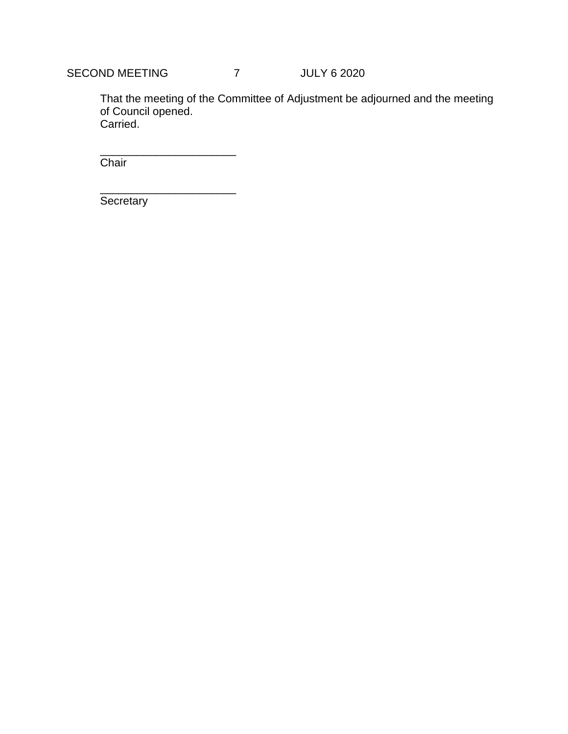That the meeting of the Committee of Adjustment be adjourned and the meeting of Council opened.
Carried.

______________________
Chair

______________________
Secretary